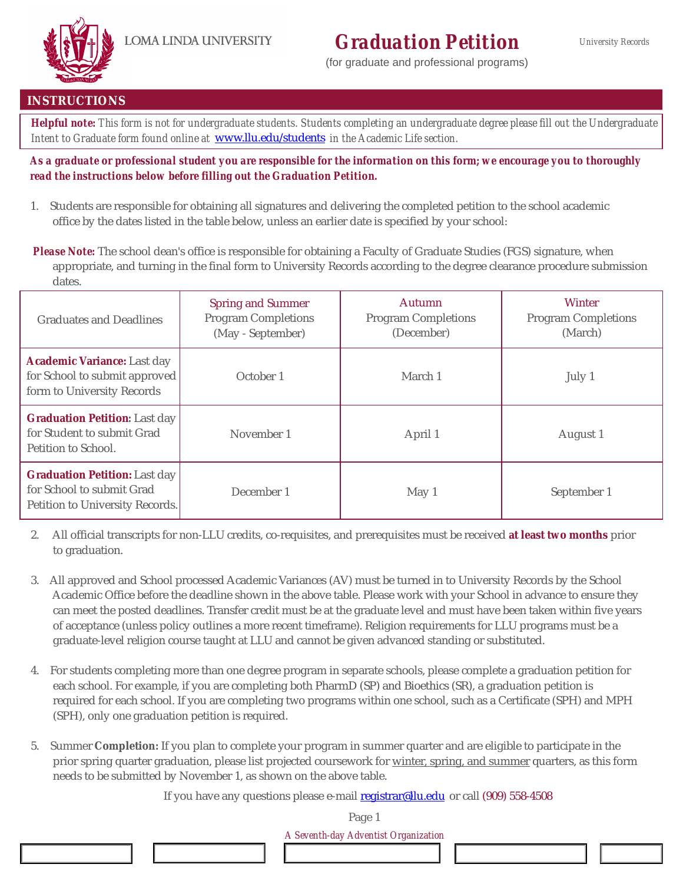LOMA LINDA UNIVERSITY

# Graduation Petition

(for graduate and professional programs)

University Records

## INSTRUCTIONS

**Helpful note:** *This form is not for undergraduate students. Students completing an undergraduate degree please fill out the Undergraduate Intent to Graduate form found online at* www.llu.edu/students *in the Academic Life section.*

**As a graduate or professional student you are responsible for the information on this form; we encourage you to thoroughly read the instructions below before filling out the Graduation Petition.**

1. Students are responsible for obtaining all signatures and delivering the completed petition to the school academic office by the dates listed in the table below, unless an earlier date is specified by your school:

**Please Note:** The school dean's office is responsible for obtaining a Faculty of Graduate Studies (FGS) signature, when appropriate, and turning in the final form to University Records according to the degree clearance procedure submission dates.

| Graduates and Deadlines | Spring and Summer Program Completions (May - September) | Autumn Program Completions (December) | Winter Program Completions (March) |
|---|---|---|---|
| **Academic Variance:** Last day for School to submit approved form to University Records | October 1 | March 1 | July 1 |
| **Graduation Petition:** Last day for Student to submit Grad Petition to School. | November 1 | April 1 | August 1 |
| **Graduation Petition:** Last day for School to submit Grad Petition to University Records. | December 1 | May 1 | September 1 |

2. All official transcripts for non-LLU credits, co-requisites, and prerequisites must be received **at least two months** prior to graduation.

3. All approved and School processed Academic Variances (AV) must be turned in to University Records by the School Academic Office before the deadline shown in the above table. Please work with your School in advance to ensure they can meet the posted deadlines. Transfer credit must be at the graduate level and must have been taken within five years of acceptance (unless policy outlines a more recent timeframe). Religion requirements for LLU programs must be a graduate-level religion course taught at LLU and cannot be given advanced standing or substituted.

4. For students completing more than one degree program in separate schools, please complete a graduation petition for each school. For example, if you are completing both PharmD (SP) and Bioethics (SR), a graduation petition is required for each school. If you are completing two programs within one school, such as a Certificate (SPH) and MPH (SPH), only one graduation petition is required.

5. Summer **Completion:** If you plan to complete your program in summer quarter and are eligible to participate in the prior spring quarter graduation, please list projected coursework for winter, spring, and summer quarters, as this form needs to be submitted by November 1, as shown on the above table.

If you have any questions please e-mail registrar@llu.edu or call (909) 558-4508

*A Seventh-day Adventist Organization*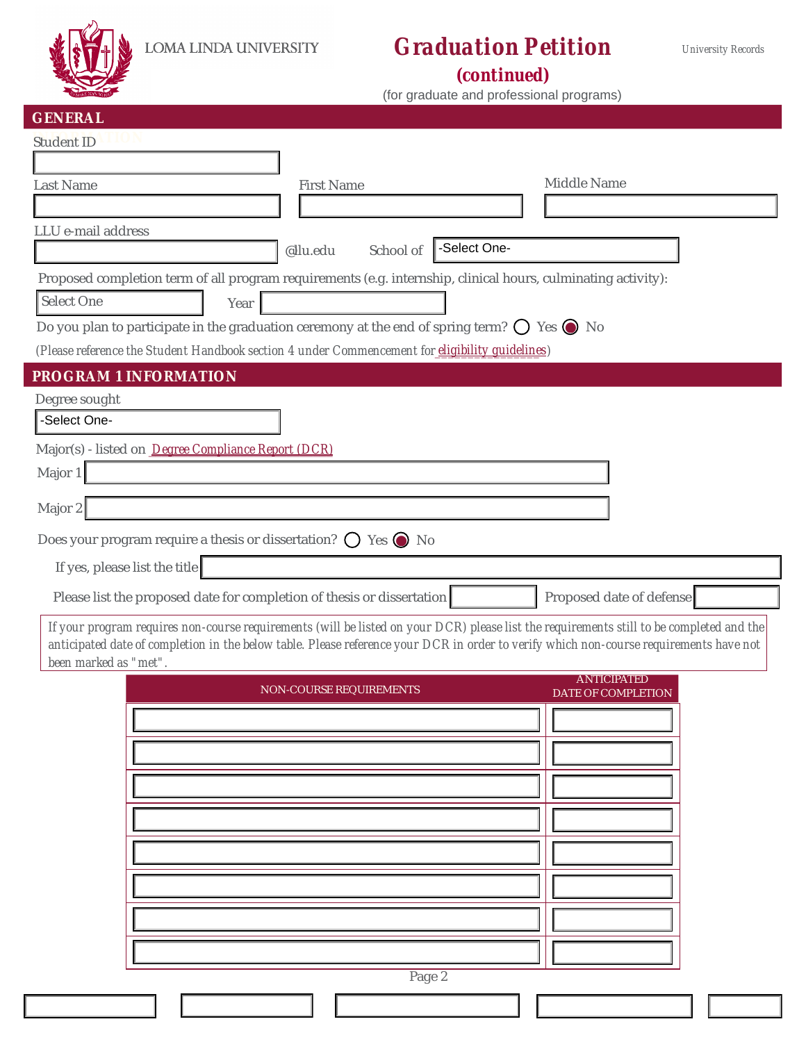LOMA LINDA UNIVERSITY

# Graduation Petition
## (continued)

(for graduate and professional programs)

University Records

## GENERAL

Student ID

Last Name | First Name | Middle Name

LLU e-mail address @llu.edu School of -Select One-

Proposed completion term of all program requirements (e.g. internship, clinical hours, culminating activity):

Select One Year

Do you plan to participate in the graduation ceremony at the end of spring term? ◯ Yes ◉ No

(Please reference the Student Handbook section 4 under Commencement for eligibility guidelines)

## PROGRAM 1 INFORMATION

Degree sought

-Select One-

Major(s) - listed on Degree Compliance Report (DCR)

Major 1

Major 2

Does your program require a thesis or dissertation? ◯ Yes ◉ No

If yes, please list the title

Please list the proposed date for completion of thesis or dissertation | Proposed date of defense

If your program requires non-course requirements (will be listed on your DCR) please list the requirements still to be completed and the anticipated date of completion in the below table. Please reference your DCR in order to verify which non-course requirements have not been marked as "met".

| NON-COURSE REQUIREMENTS | ANTICIPATED DATE OF COMPLETION |
|---|---|
| | |
| | |
| | |
| | |
| | |
| | |
| | |
| | |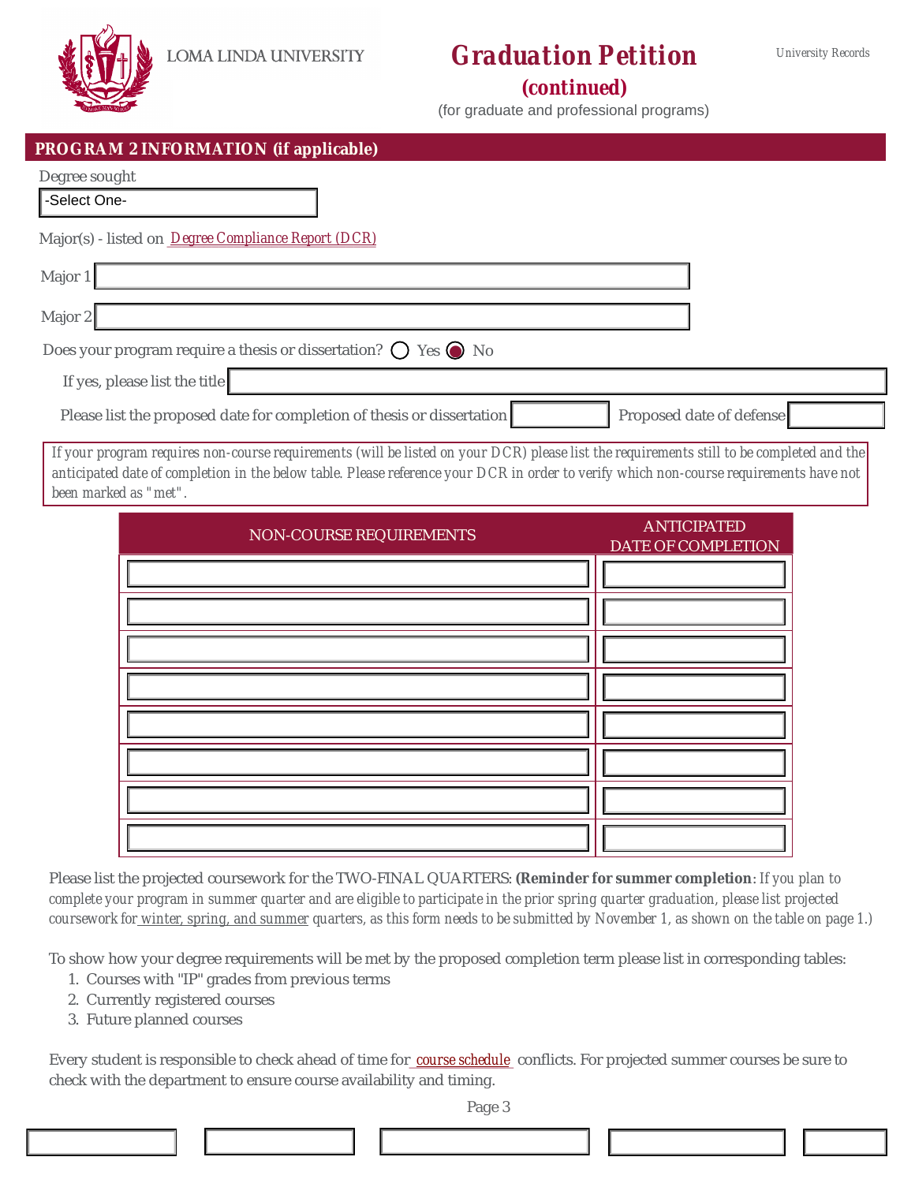LOMA LINDA UNIVERSITY

# Graduation Petition (continued)

(for graduate and professional programs)

University Records

## PROGRAM 2 INFORMATION (if applicable)

Degree sought

-Select One-

Major(s) - listed on Degree Compliance Report (DCR)

Major 1

Major 2

Does your program require a thesis or dissertation? ○ Yes ◉ No

If yes, please list the title

Please list the proposed date for completion of thesis or dissertation | Proposed date of defense

*If your program requires non-course requirements (will be listed on your DCR) please list the requirements still to be completed and the anticipated date of completion in the below table. Please reference your DCR in order to verify which non-course requirements have not been marked as "met".*

| NON-COURSE REQUIREMENTS | ANTICIPATED DATE OF COMPLETION |
|---|---|
| | |
| | |
| | |
| | |
| | |
| | |
| | |
| | |

Please list the projected coursework for the TWO-FINAL QUARTERS: **(Reminder for summer completion**: *If you plan to complete your program in summer quarter and are eligible to participate in the prior spring quarter graduation, please list projected coursework for winter, spring, and summer quarters, as this form needs to be submitted by November 1, as shown on the table on page 1.)*

To show how your degree requirements will be met by the proposed completion term please list in corresponding tables:

1. Courses with "IP" grades from previous terms
2. Currently registered courses
3. Future planned courses

Every student is responsible to check ahead of time for course schedule conflicts. For projected summer courses be sure to check with the department to ensure course availability and timing.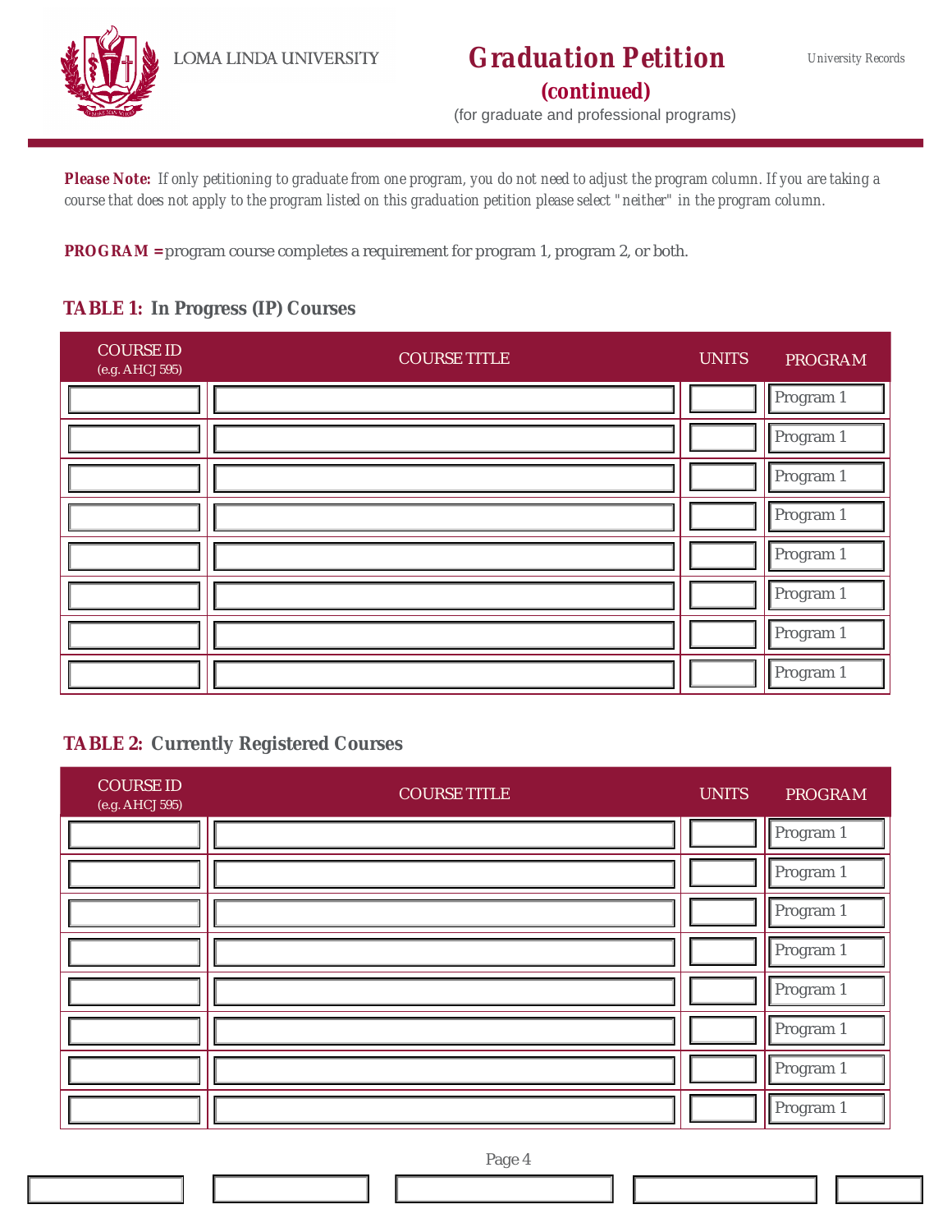LOMA LINDA UNIVERSITY

# Graduation Petition

## (continued)

(for graduate and professional programs)

University Records

**Please Note:** *If only petitioning to graduate from one program, you do not need to adjust the program column. If you are taking a course that does not apply to the program listed on this graduation petition please select "neither" in the program column.*

**PROGRAM =** program course completes a requirement for program 1, program 2, or both.

### TABLE 1: In Progress (IP) Courses

| COURSE ID (e.g. AHCJ 595) | COURSE TITLE | UNITS | PROGRAM |
|---|---|---|---|
| | | | Program 1 |
| | | | Program 1 |
| | | | Program 1 |
| | | | Program 1 |
| | | | Program 1 |
| | | | Program 1 |
| | | | Program 1 |
| | | | Program 1 |

### TABLE 2: Currently Registered Courses

| COURSE ID (e.g. AHCJ 595) | COURSE TITLE | UNITS | PROGRAM |
|---|---|---|---|
| | | | Program 1 |
| | | | Program 1 |
| | | | Program 1 |
| | | | Program 1 |
| | | | Program 1 |
| | | | Program 1 |
| | | | Program 1 |
| | | | Program 1 |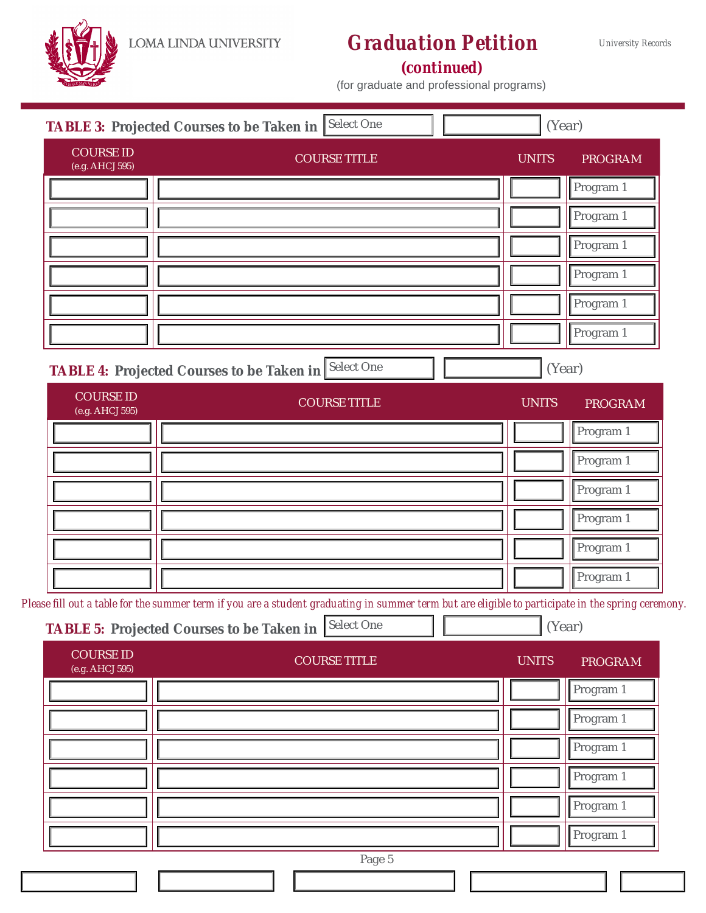LOMA LINDA UNIVERSITY

# Graduation Petition

## (continued)

(for graduate and professional programs)

University Records

### TABLE 3: Projected Courses to be Taken in Select One (Year)

| COURSE ID (e.g. AHCJ 595) | COURSE TITLE | UNITS | PROGRAM |
|---|---|---|---|
| | | | Program 1 |
| | | | Program 1 |
| | | | Program 1 |
| | | | Program 1 |
| | | | Program 1 |
| | | | Program 1 |

### TABLE 4: Projected Courses to be Taken in Select One (Year)

| COURSE ID (e.g. AHCJ 595) | COURSE TITLE | UNITS | PROGRAM |
|---|---|---|---|
| | | | Program 1 |
| | | | Program 1 |
| | | | Program 1 |
| | | | Program 1 |
| | | | Program 1 |
| | | | Program 1 |

*Please fill out a table for the summer term if you are a student graduating in summer term but are eligible to participate in the spring ceremony.*

### TABLE 5: Projected Courses to be Taken in Select One (Year)

| COURSE ID (e.g. AHCJ 595) | COURSE TITLE | UNITS | PROGRAM |
|---|---|---|---|
| | | | Program 1 |
| | | | Program 1 |
| | | | Program 1 |
| | | | Program 1 |
| | | | Program 1 |
| | | | Program 1 |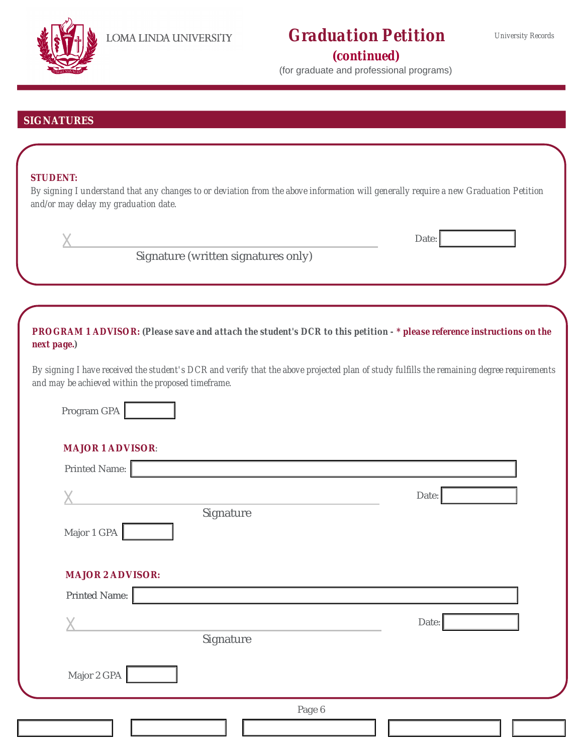# Graduation Petition (continued)

(for graduate and professional programs)

## SIGNATURES

**STUDENT:**

By signing I understand that any changes to or deviation from the above information will generally require a new Graduation Petition and/or may delay my graduation date.

X________________________________________ Date: __________

Signature (written signatures only)

**PROGRAM 1 ADVISOR:** ***(Please save and attach the student's DCR to this petition - * please reference instructions on the next page.)***

By signing I have received the student's DCR and verify that the above projected plan of study fulfills the remaining degree requirements and may be achieved within the proposed timeframe.

Program GPA __________

**MAJOR 1 ADVISOR:**

Printed Name: __________________________________________

X________________________________________ Date: __________

Signature

Major 1 GPA __________

**MAJOR 2 ADVISOR:**

Printed Name: __________________________________________

X________________________________________ Date: __________

Signature

Major 2 GPA __________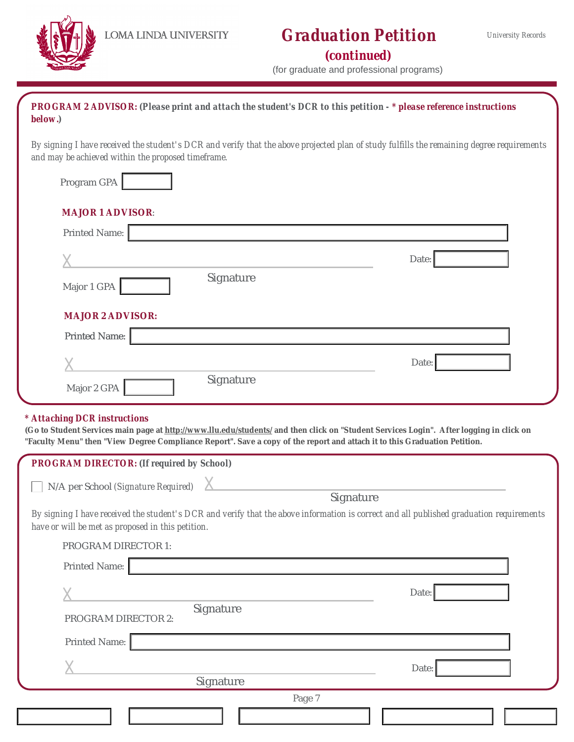LOMA LINDA UNIVERSITY

# Graduation Petition
## (continued)

(for graduate and professional programs)

University Records

**PROGRAM 2 ADVISOR: (Please print and attach the student's DCR to this petition - * please reference instructions below.)**

By signing I have received the student's DCR and verify that the above projected plan of study fulfills the remaining degree requirements and may be achieved within the proposed timeframe.

Program GPA ________

**MAJOR 1 ADVISOR:**

Printed Name: ________________________________

X ________________________________ Date: ________
Signature

Major 1 GPA ________

**MAJOR 2 ADVISOR:**

Printed Name: ________________________________

X ________________________________ Date: ________
Signature

Major 2 GPA ________

**\* Attaching DCR instructions**

**(Go to Student Services main page at http://www.llu.edu/students/ and then click on "Student Services Login". After logging in click on "Faculty Menu" then "View Degree Compliance Report". Save a copy of the report and attach it to this Graduation Petition.**

**PROGRAM DIRECTOR: (If required by School)**

☐ N/A per School *(Signature Required)* X ________________________________
Signature

By signing I have received the student's DCR and verify that the above information is correct and all published graduation requirements have or will be met as proposed in this petition.

PROGRAM DIRECTOR 1:

Printed Name: ________________________________

X ________________________________ Date: ________
Signature

PROGRAM DIRECTOR 2:

Printed Name: ________________________________

X ________________________________ Date: ________
Signature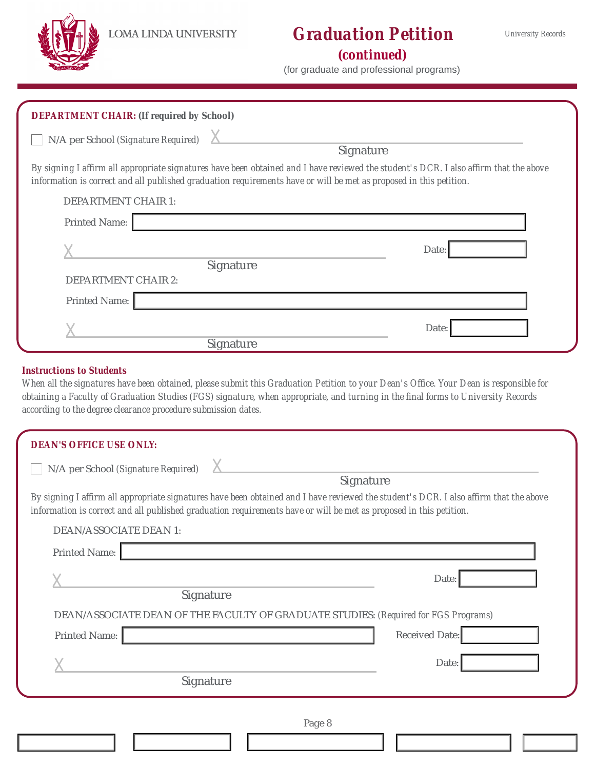LOMA LINDA UNIVERSITY

# Graduation Petition

## (continued)

(for graduate and professional programs)

University Records

**DEPARTMENT CHAIR: (If required by School)**

☐ N/A per School (Signature Required) X______________________________
Signature

By signing I affirm all appropriate signatures have been obtained and I have reviewed the student's DCR. I also affirm that the above information is correct and all published graduation requirements have or will be met as proposed in this petition.

DEPARTMENT CHAIR 1:

Printed Name: ____________________

X______________________________ Date: __________
Signature

DEPARTMENT CHAIR 2:

Printed Name: ____________________

X______________________________ Date: __________
Signature

**Instructions to Students**

When all the signatures have been obtained, please submit this Graduation Petition to your Dean's Office. Your Dean is responsible for obtaining a Faculty of Graduation Studies (FGS) signature, when appropriate, and turning in the final forms to University Records according to the degree clearance procedure submission dates.

**DEAN'S OFFICE USE ONLY:**

☐ N/A per School (Signature Required) X______________________________
Signature

By signing I affirm all appropriate signatures have been obtained and I have reviewed the student's DCR. I also affirm that the above information is correct and all published graduation requirements have or will be met as proposed in this petition.

DEAN/ASSOCIATE DEAN 1:

Printed Name: ____________________

X______________________________ Date: __________
Signature

DEAN/ASSOCIATE DEAN OF THE FACULTY OF GRADUATE STUDIES: (Required for FGS Programs)

Printed Name: ____________________ Received Date: __________

X______________________________ Date: __________
Signature